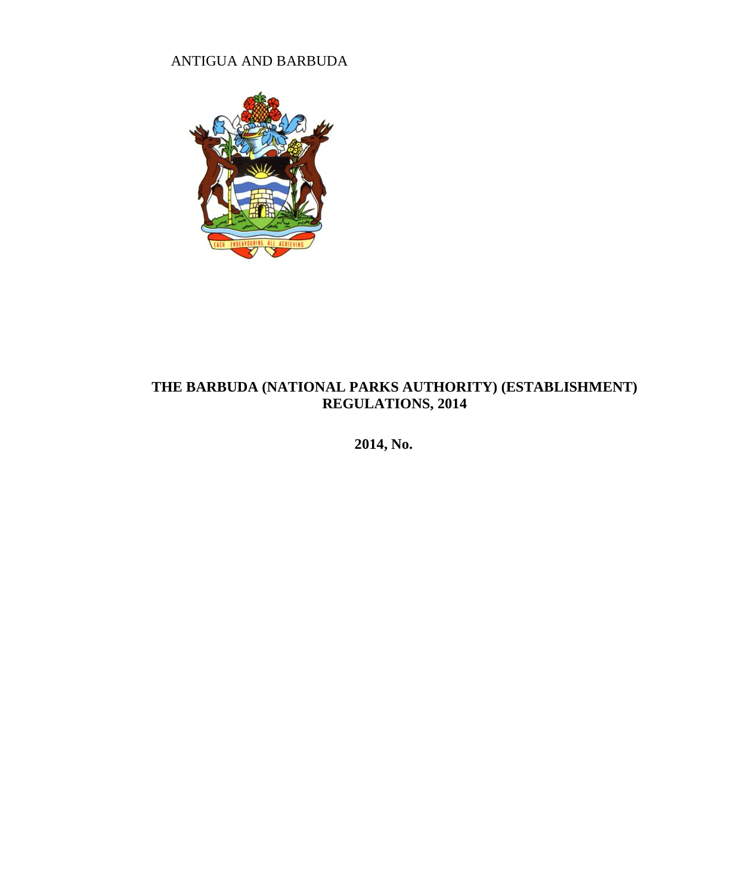ANTIGUA AND BARBUDA

# THE BARBUDA (NATIONAL PARKS AUTHORITY) (ESTABLISHMENT) REGULATIONS, 2014

**2014, No.**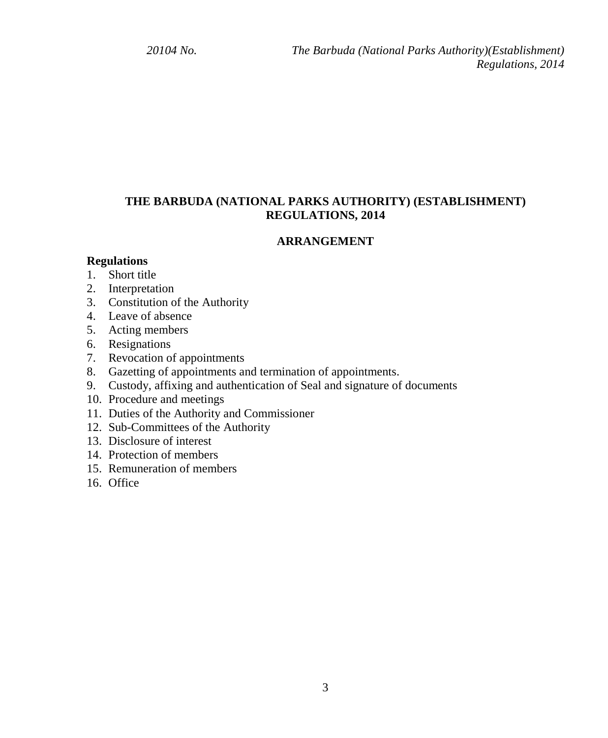# THE BARBUDA (NATIONAL PARKS AUTHORITY) (ESTABLISHMENT) REGULATIONS, 2014

## ARRANGEMENT

**Regulations**

1. Short title
2. Interpretation
3. Constitution of the Authority
4. Leave of absence
5. Acting members
6. Resignations
7. Revocation of appointments
8. Gazetting of appointments and termination of appointments.
9. Custody, affixing and authentication of Seal and signature of documents
10. Procedure and meetings
11. Duties of the Authority and Commissioner
12. Sub-Committees of the Authority
13. Disclosure of interest
14. Protection of members
15. Remuneration of members
16. Office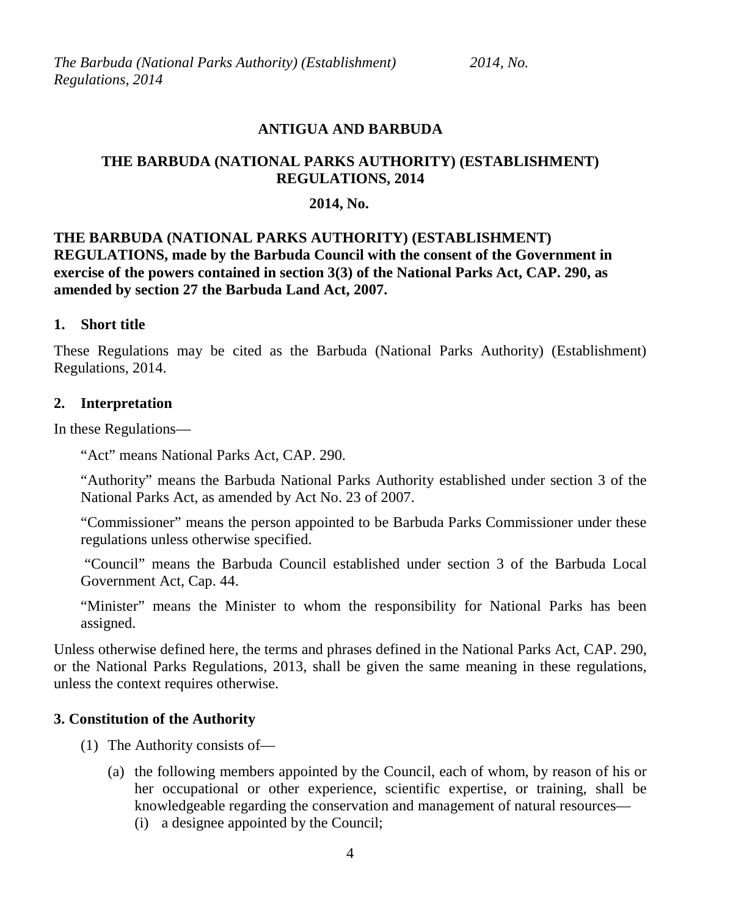**ANTIGUA AND BARBUDA**

**THE BARBUDA (NATIONAL PARKS AUTHORITY) (ESTABLISHMENT) REGULATIONS, 2014**

**2014, No.**

**THE BARBUDA (NATIONAL PARKS AUTHORITY) (ESTABLISHMENT) REGULATIONS, made by the Barbuda Council with the consent of the Government in exercise of the powers contained in section 3(3) of the National Parks Act, CAP. 290, as amended by section 27 the Barbuda Land Act, 2007.**

**1. Short title**

These Regulations may be cited as the Barbuda (National Parks Authority) (Establishment) Regulations, 2014.

**2. Interpretation**

In these Regulations—

"Act" means National Parks Act, CAP. 290.

"Authority" means the Barbuda National Parks Authority established under section 3 of the National Parks Act, as amended by Act No. 23 of 2007.

"Commissioner" means the person appointed to be Barbuda Parks Commissioner under these regulations unless otherwise specified.

"Council" means the Barbuda Council established under section 3 of the Barbuda Local Government Act, Cap. 44.

"Minister" means the Minister to whom the responsibility for National Parks has been assigned.

Unless otherwise defined here, the terms and phrases defined in the National Parks Act, CAP. 290, or the National Parks Regulations, 2013, shall be given the same meaning in these regulations, unless the context requires otherwise.

**3. Constitution of the Authority**

(1) The Authority consists of—

(a) the following members appointed by the Council, each of whom, by reason of his or her occupational or other experience, scientific expertise, or training, shall be knowledgeable regarding the conservation and management of natural resources—

(i) a designee appointed by the Council;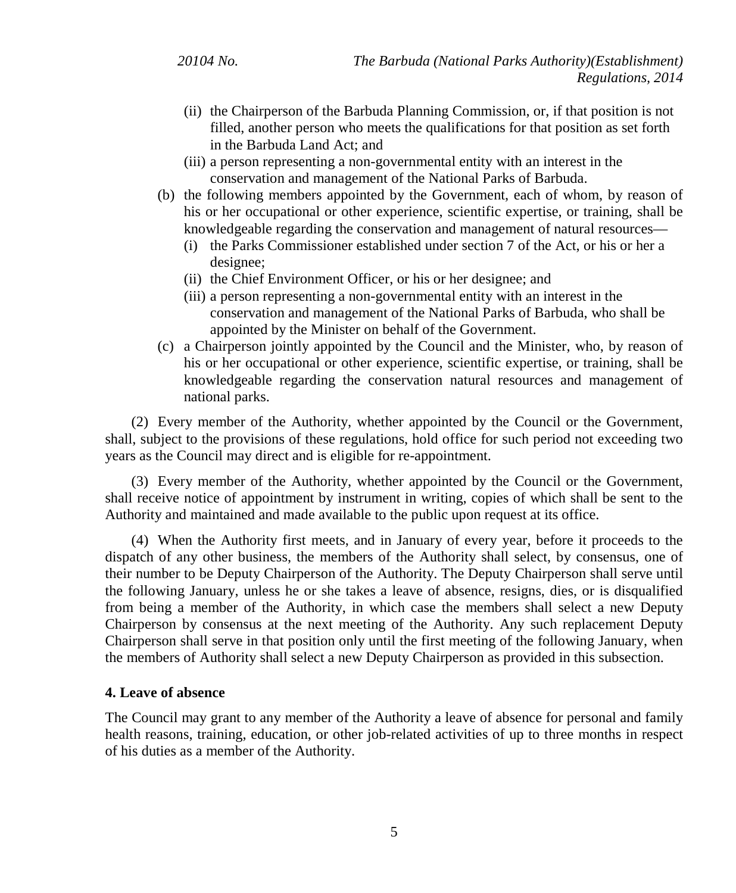(ii) the Chairperson of the Barbuda Planning Commission, or, if that position is not filled, another person who meets the qualifications for that position as set forth in the Barbuda Land Act; and

(iii) a person representing a non-governmental entity with an interest in the conservation and management of the National Parks of Barbuda.

(b) the following members appointed by the Government, each of whom, by reason of his or her occupational or other experience, scientific expertise, or training, shall be knowledgeable regarding the conservation and management of natural resources—

(i) the Parks Commissioner established under section 7 of the Act, or his or her a designee;

(ii) the Chief Environment Officer, or his or her designee; and

(iii) a person representing a non-governmental entity with an interest in the conservation and management of the National Parks of Barbuda, who shall be appointed by the Minister on behalf of the Government.

(c) a Chairperson jointly appointed by the Council and the Minister, who, by reason of his or her occupational or other experience, scientific expertise, or training, shall be knowledgeable regarding the conservation natural resources and management of national parks.

(2) Every member of the Authority, whether appointed by the Council or the Government, shall, subject to the provisions of these regulations, hold office for such period not exceeding two years as the Council may direct and is eligible for re-appointment.

(3) Every member of the Authority, whether appointed by the Council or the Government, shall receive notice of appointment by instrument in writing, copies of which shall be sent to the Authority and maintained and made available to the public upon request at its office.

(4) When the Authority first meets, and in January of every year, before it proceeds to the dispatch of any other business, the members of the Authority shall select, by consensus, one of their number to be Deputy Chairperson of the Authority. The Deputy Chairperson shall serve until the following January, unless he or she takes a leave of absence, resigns, dies, or is disqualified from being a member of the Authority, in which case the members shall select a new Deputy Chairperson by consensus at the next meeting of the Authority. Any such replacement Deputy Chairperson shall serve in that position only until the first meeting of the following January, when the members of Authority shall select a new Deputy Chairperson as provided in this subsection.

**4. Leave of absence**

The Council may grant to any member of the Authority a leave of absence for personal and family health reasons, training, education, or other job-related activities of up to three months in respect of his duties as a member of the Authority.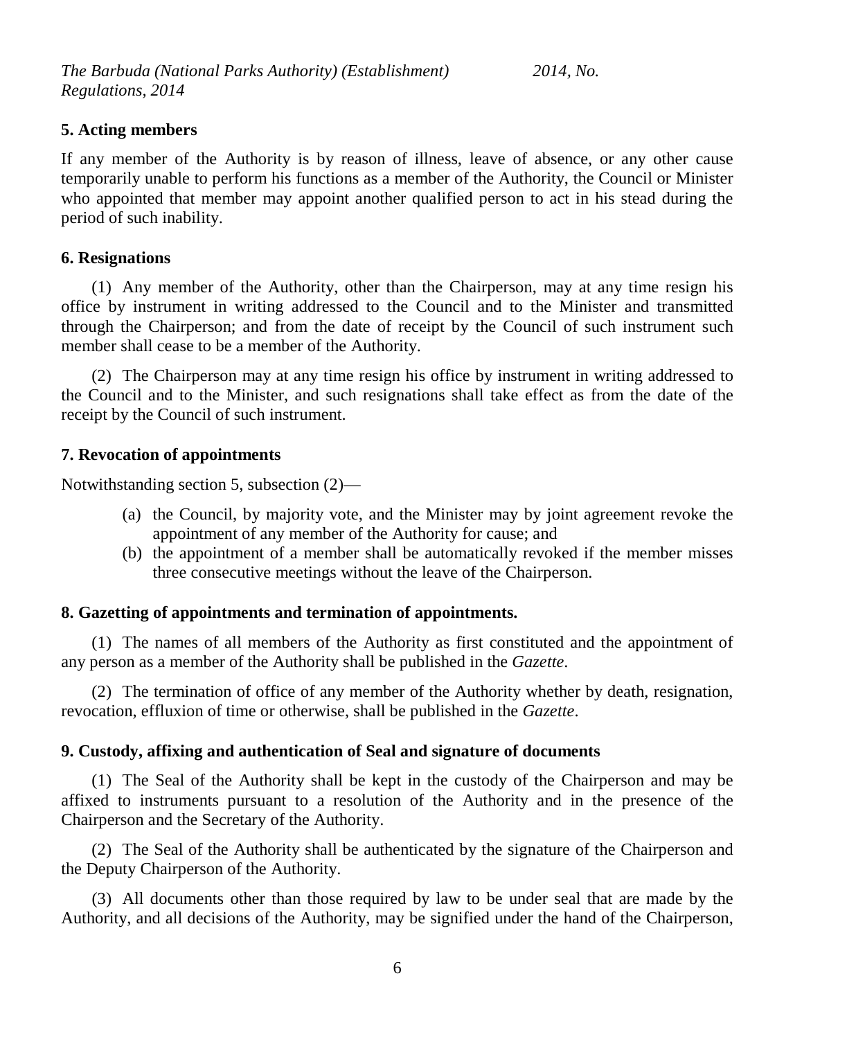### 5. Acting members

If any member of the Authority is by reason of illness, leave of absence, or any other cause temporarily unable to perform his functions as a member of the Authority, the Council or Minister who appointed that member may appoint another qualified person to act in his stead during the period of such inability.

### 6. Resignations

(1) Any member of the Authority, other than the Chairperson, may at any time resign his office by instrument in writing addressed to the Council and to the Minister and transmitted through the Chairperson; and from the date of receipt by the Council of such instrument such member shall cease to be a member of the Authority.

(2) The Chairperson may at any time resign his office by instrument in writing addressed to the Council and to the Minister, and such resignations shall take effect as from the date of the receipt by the Council of such instrument.

### 7. Revocation of appointments

Notwithstanding section 5, subsection (2)—

(a) the Council, by majority vote, and the Minister may by joint agreement revoke the appointment of any member of the Authority for cause; and

(b) the appointment of a member shall be automatically revoked if the member misses three consecutive meetings without the leave of the Chairperson.

### 8. Gazetting of appointments and termination of appointments.

(1) The names of all members of the Authority as first constituted and the appointment of any person as a member of the Authority shall be published in the *Gazette*.

(2) The termination of office of any member of the Authority whether by death, resignation, revocation, effluxion of time or otherwise, shall be published in the *Gazette*.

### 9. Custody, affixing and authentication of Seal and signature of documents

(1) The Seal of the Authority shall be kept in the custody of the Chairperson and may be affixed to instruments pursuant to a resolution of the Authority and in the presence of the Chairperson and the Secretary of the Authority.

(2) The Seal of the Authority shall be authenticated by the signature of the Chairperson and the Deputy Chairperson of the Authority.

(3) All documents other than those required by law to be under seal that are made by the Authority, and all decisions of the Authority, may be signified under the hand of the Chairperson,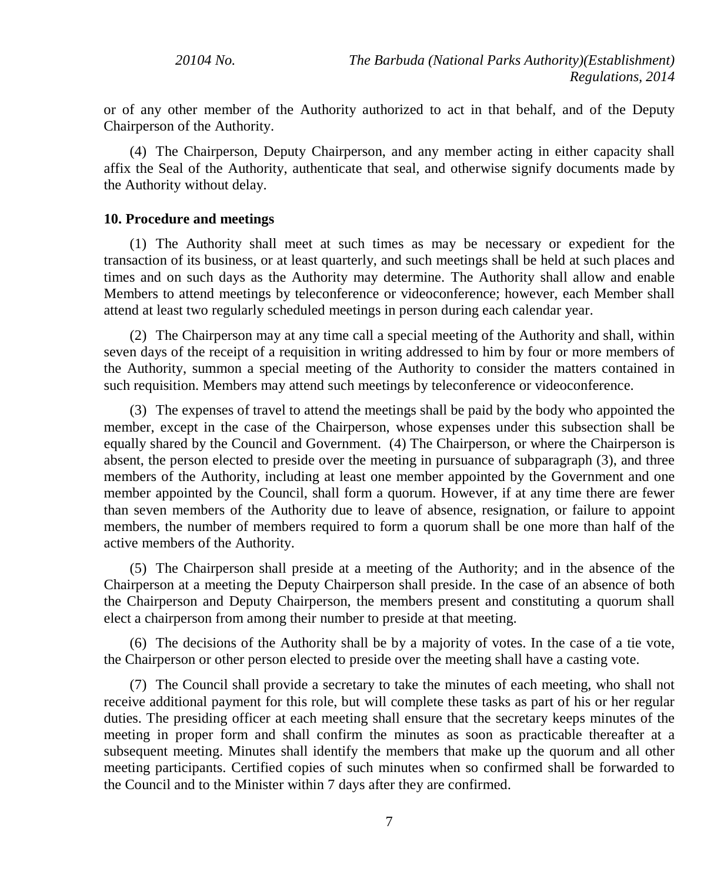or of any other member of the Authority authorized to act in that behalf, and of the Deputy Chairperson of the Authority.

(4) The Chairperson, Deputy Chairperson, and any member acting in either capacity shall affix the Seal of the Authority, authenticate that seal, and otherwise signify documents made by the Authority without delay.

**10. Procedure and meetings**

(1) The Authority shall meet at such times as may be necessary or expedient for the transaction of its business, or at least quarterly, and such meetings shall be held at such places and times and on such days as the Authority may determine. The Authority shall allow and enable Members to attend meetings by teleconference or videoconference; however, each Member shall attend at least two regularly scheduled meetings in person during each calendar year.

(2) The Chairperson may at any time call a special meeting of the Authority and shall, within seven days of the receipt of a requisition in writing addressed to him by four or more members of the Authority, summon a special meeting of the Authority to consider the matters contained in such requisition. Members may attend such meetings by teleconference or videoconference.

(3) The expenses of travel to attend the meetings shall be paid by the body who appointed the member, except in the case of the Chairperson, whose expenses under this subsection shall be equally shared by the Council and Government. (4) The Chairperson, or where the Chairperson is absent, the person elected to preside over the meeting in pursuance of subparagraph (3), and three members of the Authority, including at least one member appointed by the Government and one member appointed by the Council, shall form a quorum. However, if at any time there are fewer than seven members of the Authority due to leave of absence, resignation, or failure to appoint members, the number of members required to form a quorum shall be one more than half of the active members of the Authority.

(5) The Chairperson shall preside at a meeting of the Authority; and in the absence of the Chairperson at a meeting the Deputy Chairperson shall preside. In the case of an absence of both the Chairperson and Deputy Chairperson, the members present and constituting a quorum shall elect a chairperson from among their number to preside at that meeting.

(6) The decisions of the Authority shall be by a majority of votes. In the case of a tie vote, the Chairperson or other person elected to preside over the meeting shall have a casting vote.

(7) The Council shall provide a secretary to take the minutes of each meeting, who shall not receive additional payment for this role, but will complete these tasks as part of his or her regular duties. The presiding officer at each meeting shall ensure that the secretary keeps minutes of the meeting in proper form and shall confirm the minutes as soon as practicable thereafter at a subsequent meeting. Minutes shall identify the members that make up the quorum and all other meeting participants. Certified copies of such minutes when so confirmed shall be forwarded to the Council and to the Minister within 7 days after they are confirmed.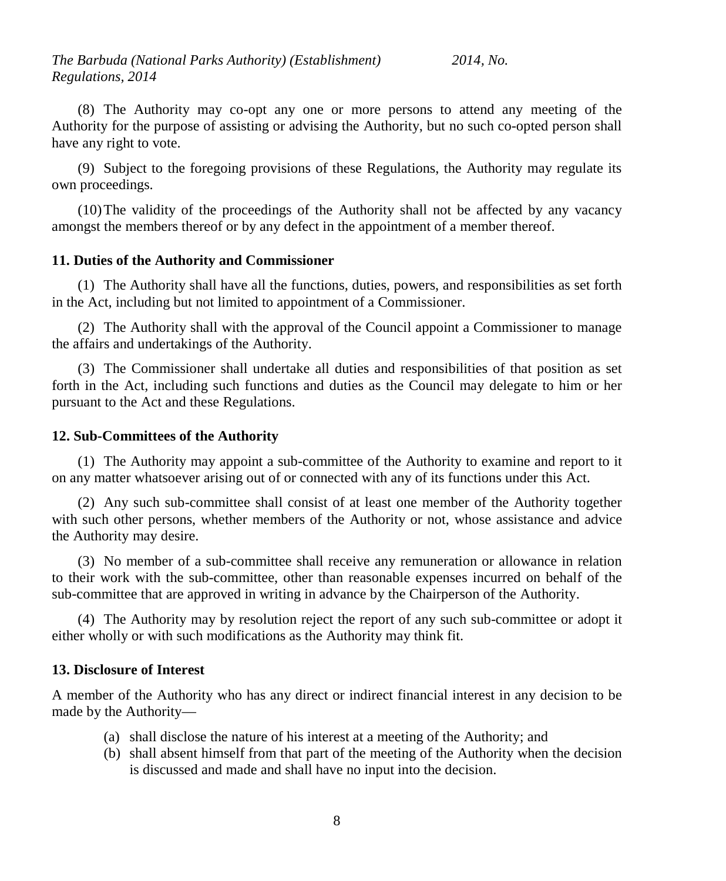(8) The Authority may co-opt any one or more persons to attend any meeting of the Authority for the purpose of assisting or advising the Authority, but no such co-opted person shall have any right to vote.

(9) Subject to the foregoing provisions of these Regulations, the Authority may regulate its own proceedings.

(10) The validity of the proceedings of the Authority shall not be affected by any vacancy amongst the members thereof or by any defect in the appointment of a member thereof.

**11. Duties of the Authority and Commissioner**

(1) The Authority shall have all the functions, duties, powers, and responsibilities as set forth in the Act, including but not limited to appointment of a Commissioner.

(2) The Authority shall with the approval of the Council appoint a Commissioner to manage the affairs and undertakings of the Authority.

(3) The Commissioner shall undertake all duties and responsibilities of that position as set forth in the Act, including such functions and duties as the Council may delegate to him or her pursuant to the Act and these Regulations.

**12. Sub-Committees of the Authority**

(1) The Authority may appoint a sub-committee of the Authority to examine and report to it on any matter whatsoever arising out of or connected with any of its functions under this Act.

(2) Any such sub-committee shall consist of at least one member of the Authority together with such other persons, whether members of the Authority or not, whose assistance and advice the Authority may desire.

(3) No member of a sub-committee shall receive any remuneration or allowance in relation to their work with the sub-committee, other than reasonable expenses incurred on behalf of the sub-committee that are approved in writing in advance by the Chairperson of the Authority.

(4) The Authority may by resolution reject the report of any such sub-committee or adopt it either wholly or with such modifications as the Authority may think fit.

**13. Disclosure of Interest**

A member of the Authority who has any direct or indirect financial interest in any decision to be made by the Authority—

(a) shall disclose the nature of his interest at a meeting of the Authority; and

(b) shall absent himself from that part of the meeting of the Authority when the decision is discussed and made and shall have no input into the decision.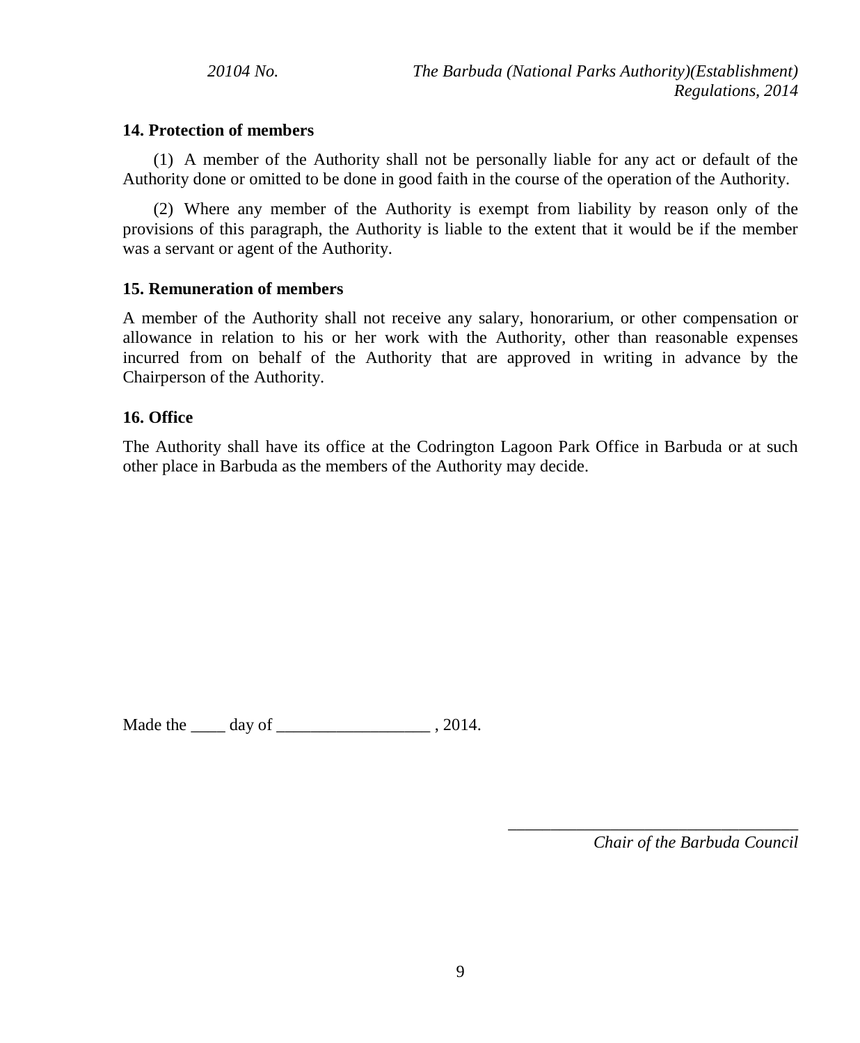### 14. Protection of members

(1) A member of the Authority shall not be personally liable for any act or default of the Authority done or omitted to be done in good faith in the course of the operation of the Authority.

(2) Where any member of the Authority is exempt from liability by reason only of the provisions of this paragraph, the Authority is liable to the extent that it would be if the member was a servant or agent of the Authority.

### 15. Remuneration of members

A member of the Authority shall not receive any salary, honorarium, or other compensation or allowance in relation to his or her work with the Authority, other than reasonable expenses incurred from on behalf of the Authority that are approved in writing in advance by the Chairperson of the Authority.

### 16. Office

The Authority shall have its office at the Codrington Lagoon Park Office in Barbuda or at such other place in Barbuda as the members of the Authority may decide.

Made the ____ day of __________________ , 2014.

___________________________________

*Chair of the Barbuda Council*